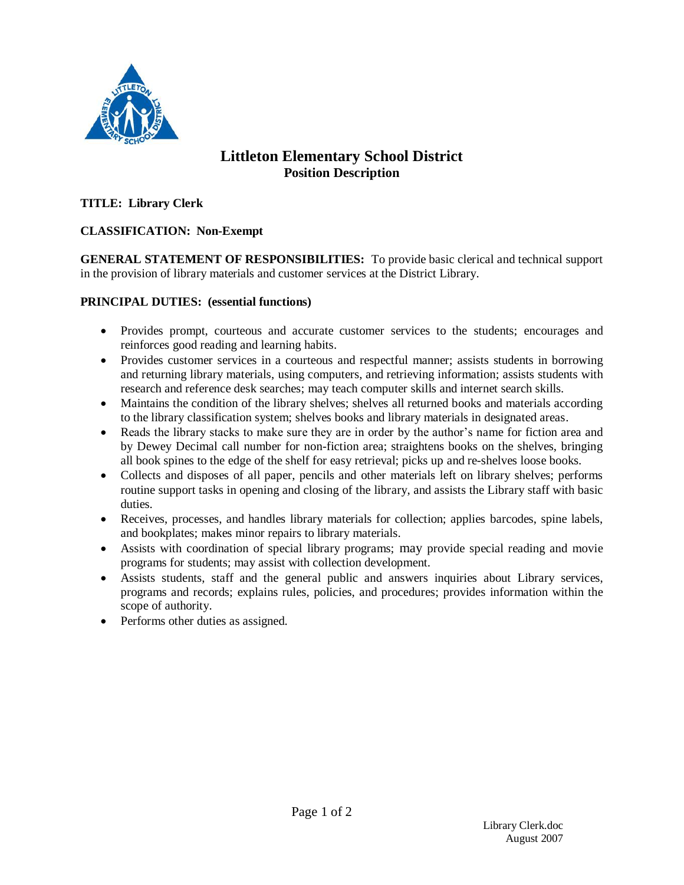# Littleton Elementary School District

## Position Description

**TITLE: Library Clerk**

**CLASSIFICATION: Non-Exempt**

**GENERAL STATEMENT OF RESPONSIBILITIES:** To provide basic clerical and technical support in the provision of library materials and customer services at the District Library.

**PRINCIPAL DUTIES: (essential functions)**

- Provides prompt, courteous and accurate customer services to the students; encourages and reinforces good reading and learning habits.
- Provides customer services in a courteous and respectful manner; assists students in borrowing and returning library materials, using computers, and retrieving information; assists students with research and reference desk searches; may teach computer skills and internet search skills.
- Maintains the condition of the library shelves; shelves all returned books and materials according to the library classification system; shelves books and library materials in designated areas.
- Reads the library stacks to make sure they are in order by the author's name for fiction area and by Dewey Decimal call number for non-fiction area; straightens books on the shelves, bringing all book spines to the edge of the shelf for easy retrieval; picks up and re-shelves loose books.
- Collects and disposes of all paper, pencils and other materials left on library shelves; performs routine support tasks in opening and closing of the library, and assists the Library staff with basic duties.
- Receives, processes, and handles library materials for collection; applies barcodes, spine labels, and bookplates; makes minor repairs to library materials.
- Assists with coordination of special library programs; may provide special reading and movie programs for students; may assist with collection development.
- Assists students, staff and the general public and answers inquiries about Library services, programs and records; explains rules, policies, and procedures; provides information within the scope of authority.
- Performs other duties as assigned.

Library Clerk.doc
August 2007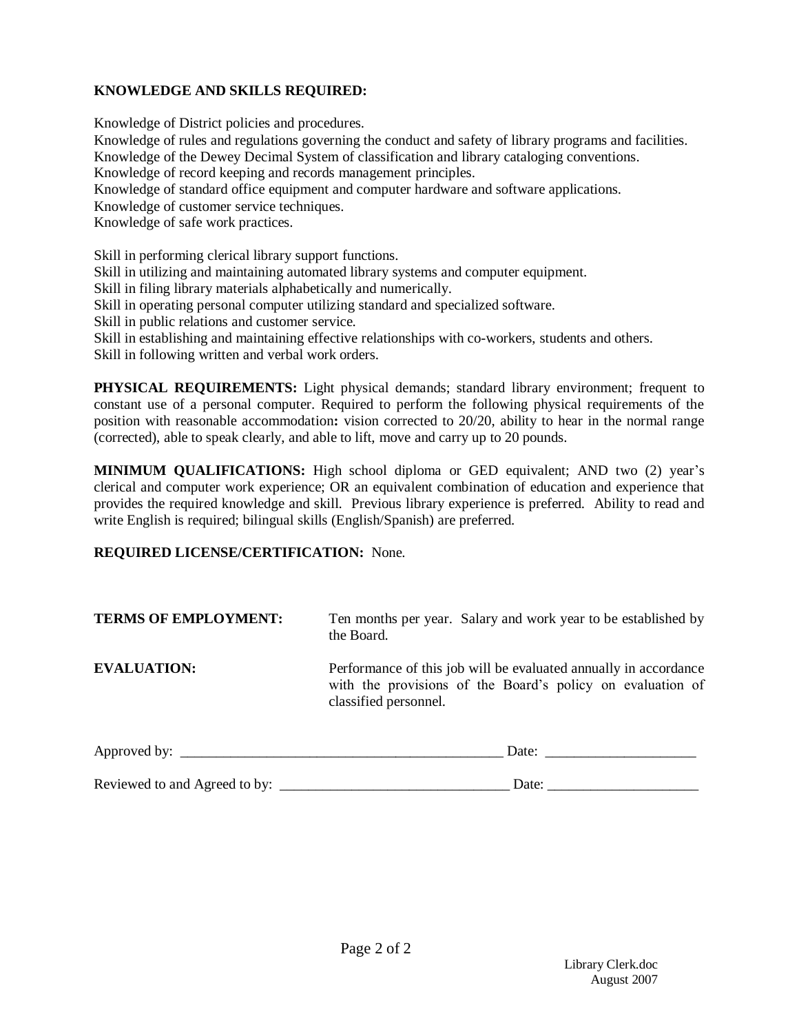**KNOWLEDGE AND SKILLS REQUIRED:**

Knowledge of District policies and procedures.
Knowledge of rules and regulations governing the conduct and safety of library programs and facilities.
Knowledge of the Dewey Decimal System of classification and library cataloging conventions.
Knowledge of record keeping and records management principles.
Knowledge of standard office equipment and computer hardware and software applications.
Knowledge of customer service techniques.
Knowledge of safe work practices.

Skill in performing clerical library support functions.
Skill in utilizing and maintaining automated library systems and computer equipment.
Skill in filing library materials alphabetically and numerically.
Skill in operating personal computer utilizing standard and specialized software.
Skill in public relations and customer service.
Skill in establishing and maintaining effective relationships with co-workers, students and others.
Skill in following written and verbal work orders.

**PHYSICAL REQUIREMENTS:** Light physical demands; standard library environment; frequent to constant use of a personal computer. Required to perform the following physical requirements of the position with reasonable accommodation**:** vision corrected to 20/20, ability to hear in the normal range (corrected), able to speak clearly, and able to lift, move and carry up to 20 pounds.

**MINIMUM QUALIFICATIONS:** High school diploma or GED equivalent; AND two (2) year's clerical and computer work experience; OR an equivalent combination of education and experience that provides the required knowledge and skill. Previous library experience is preferred. Ability to read and write English is required; bilingual skills (English/Spanish) are preferred.

**REQUIRED LICENSE/CERTIFICATION:** None.

**TERMS OF EMPLOYMENT:** Ten months per year. Salary and work year to be established by the Board.

**EVALUATION:** Performance of this job will be evaluated annually in accordance with the provisions of the Board's policy on evaluation of classified personnel.

Approved by: _______________________________________________ Date: _____________________

Reviewed to and Agreed to by: ________________________________ Date: _____________________

Library Clerk.doc
August 2007